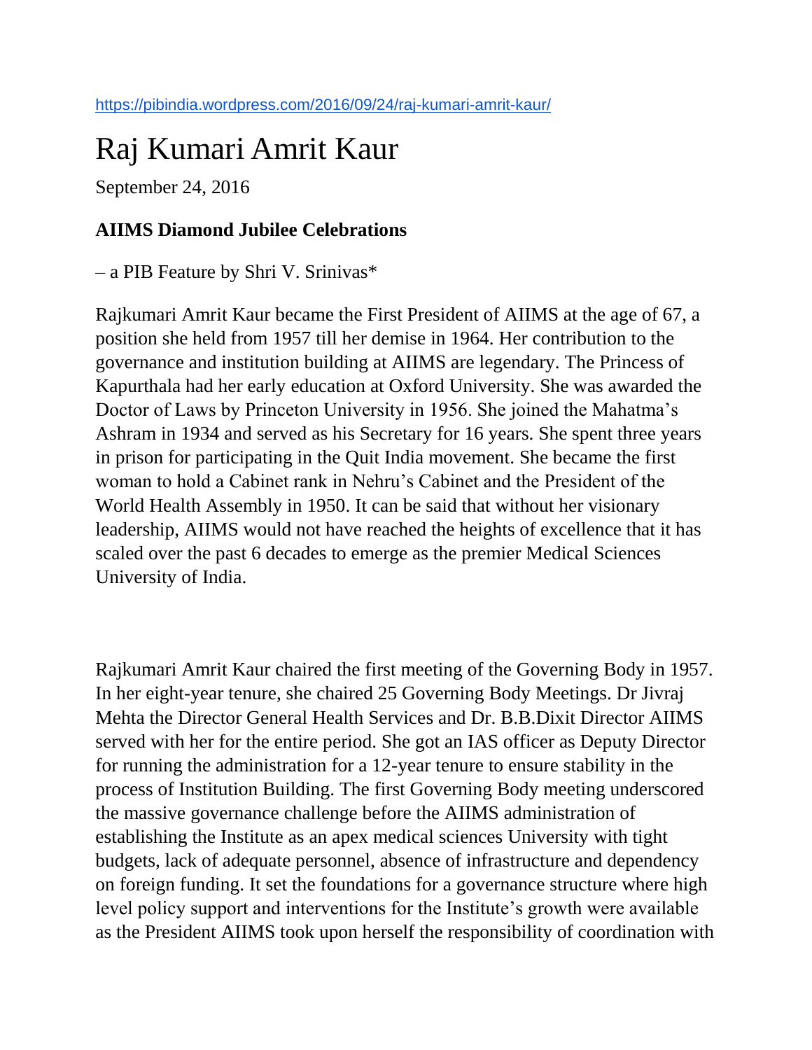https://pibindia.wordpress.com/2016/09/24/raj-kumari-amrit-kaur/

# Raj Kumari Amrit Kaur

September 24, 2016

**AIIMS Diamond Jubilee Celebrations**

– a PIB Feature by Shri V. Srinivas*

Rajkumari Amrit Kaur became the First President of AIIMS at the age of 67, a position she held from 1957 till her demise in 1964. Her contribution to the governance and institution building at AIIMS are legendary. The Princess of Kapurthala had her early education at Oxford University. She was awarded the Doctor of Laws by Princeton University in 1956. She joined the Mahatma's Ashram in 1934 and served as his Secretary for 16 years. She spent three years in prison for participating in the Quit India movement. She became the first woman to hold a Cabinet rank in Nehru's Cabinet and the President of the World Health Assembly in 1950. It can be said that without her visionary leadership, AIIMS would not have reached the heights of excellence that it has scaled over the past 6 decades to emerge as the premier Medical Sciences University of India.

Rajkumari Amrit Kaur chaired the first meeting of the Governing Body in 1957. In her eight-year tenure, she chaired 25 Governing Body Meetings. Dr Jivraj Mehta the Director General Health Services and Dr. B.B.Dixit Director AIIMS served with her for the entire period. She got an IAS officer as Deputy Director for running the administration for a 12-year tenure to ensure stability in the process of Institution Building. The first Governing Body meeting underscored the massive governance challenge before the AIIMS administration of establishing the Institute as an apex medical sciences University with tight budgets, lack of adequate personnel, absence of infrastructure and dependency on foreign funding. It set the foundations for a governance structure where high level policy support and interventions for the Institute's growth were available as the President AIIMS took upon herself the responsibility of coordination with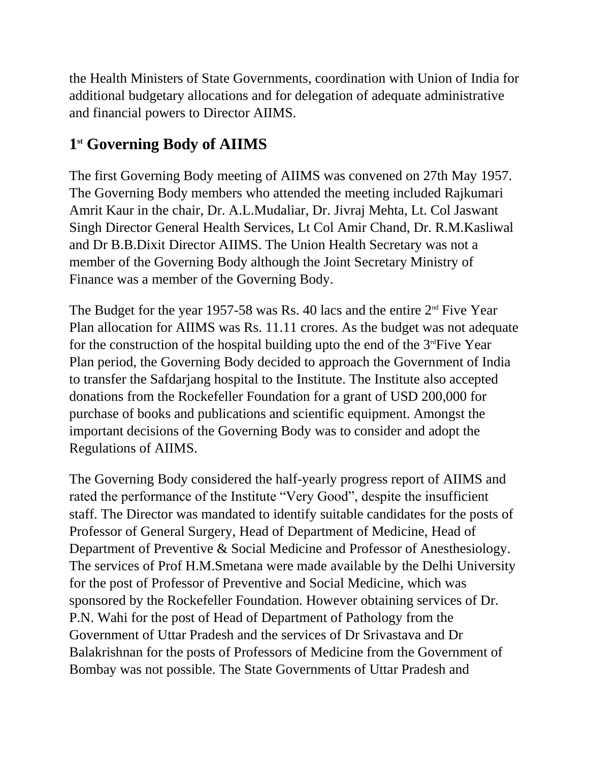the Health Ministers of State Governments, coordination with Union of India for additional budgetary allocations and for delegation of adequate administrative and financial powers to Director AIIMS.

## 1st Governing Body of AIIMS

The first Governing Body meeting of AIIMS was convened on 27th May 1957. The Governing Body members who attended the meeting included Rajkumari Amrit Kaur in the chair, Dr. A.L.Mudaliar, Dr. Jivraj Mehta, Lt. Col Jaswant Singh Director General Health Services, Lt Col Amir Chand, Dr. R.M.Kasliwal and Dr B.B.Dixit Director AIIMS. The Union Health Secretary was not a member of the Governing Body although the Joint Secretary Ministry of Finance was a member of the Governing Body.

The Budget for the year 1957-58 was Rs. 40 lacs and the entire 2nd Five Year Plan allocation for AIIMS was Rs. 11.11 crores. As the budget was not adequate for the construction of the hospital building upto the end of the 3rdFive Year Plan period, the Governing Body decided to approach the Government of India to transfer the Safdarjang hospital to the Institute. The Institute also accepted donations from the Rockefeller Foundation for a grant of USD 200,000 for purchase of books and publications and scientific equipment. Amongst the important decisions of the Governing Body was to consider and adopt the Regulations of AIIMS.

The Governing Body considered the half-yearly progress report of AIIMS and rated the performance of the Institute “Very Good”, despite the insufficient staff. The Director was mandated to identify suitable candidates for the posts of Professor of General Surgery, Head of Department of Medicine, Head of Department of Preventive & Social Medicine and Professor of Anesthesiology. The services of Prof H.M.Smetana were made available by the Delhi University for the post of Professor of Preventive and Social Medicine, which was sponsored by the Rockefeller Foundation. However obtaining services of Dr. P.N. Wahi for the post of Head of Department of Pathology from the Government of Uttar Pradesh and the services of Dr Srivastava and Dr Balakrishnan for the posts of Professors of Medicine from the Government of Bombay was not possible. The State Governments of Uttar Pradesh and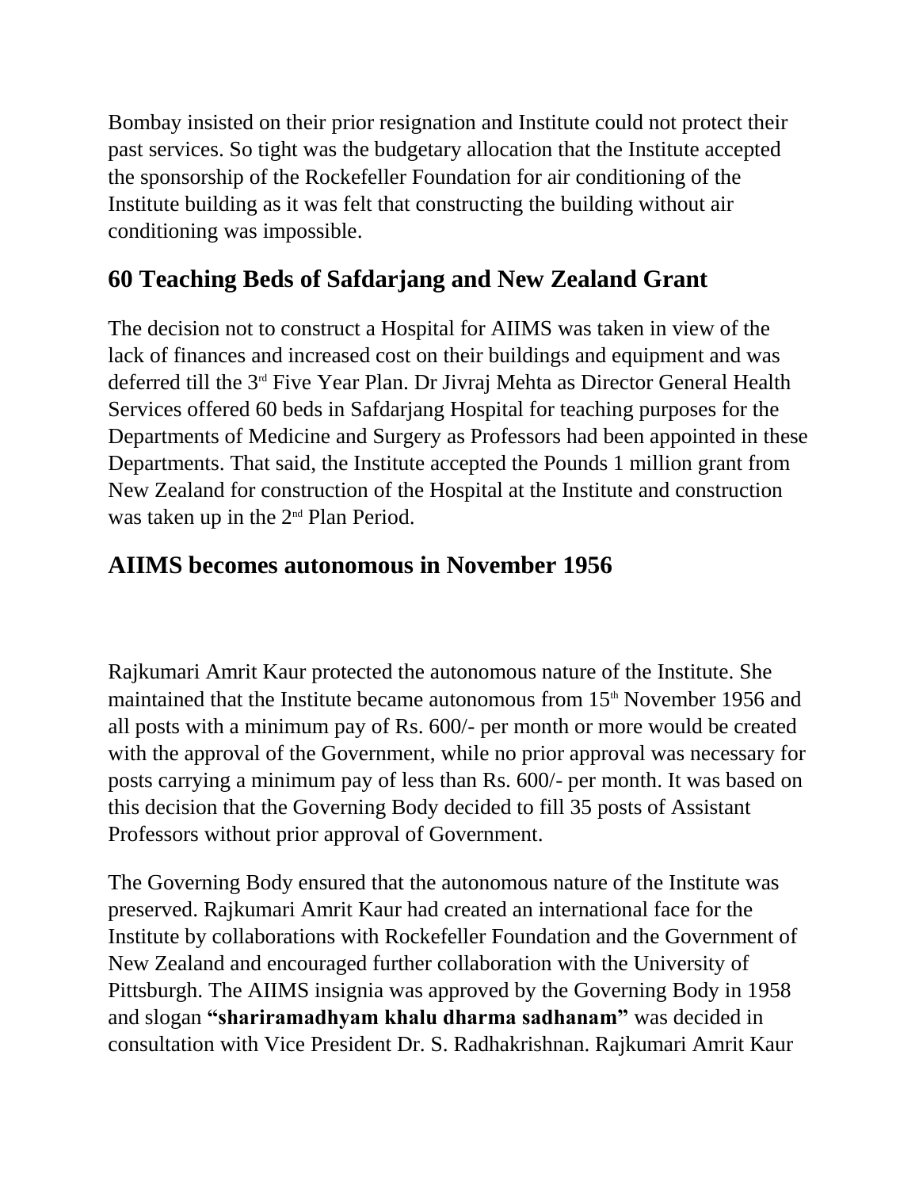Bombay insisted on their prior resignation and Institute could not protect their past services. So tight was the budgetary allocation that the Institute accepted the sponsorship of the Rockefeller Foundation for air conditioning of the Institute building as it was felt that constructing the building without air conditioning was impossible.

## 60 Teaching Beds of Safdarjang and New Zealand Grant

The decision not to construct a Hospital for AIIMS was taken in view of the lack of finances and increased cost on their buildings and equipment and was deferred till the 3rd Five Year Plan. Dr Jivraj Mehta as Director General Health Services offered 60 beds in Safdarjang Hospital for teaching purposes for the Departments of Medicine and Surgery as Professors had been appointed in these Departments. That said, the Institute accepted the Pounds 1 million grant from New Zealand for construction of the Hospital at the Institute and construction was taken up in the 2nd Plan Period.

## AIIMS becomes autonomous in November 1956

Rajkumari Amrit Kaur protected the autonomous nature of the Institute. She maintained that the Institute became autonomous from 15th November 1956 and all posts with a minimum pay of Rs. 600/- per month or more would be created with the approval of the Government, while no prior approval was necessary for posts carrying a minimum pay of less than Rs. 600/- per month. It was based on this decision that the Governing Body decided to fill 35 posts of Assistant Professors without prior approval of Government.

The Governing Body ensured that the autonomous nature of the Institute was preserved. Rajkumari Amrit Kaur had created an international face for the Institute by collaborations with Rockefeller Foundation and the Government of New Zealand and encouraged further collaboration with the University of Pittsburgh. The AIIMS insignia was approved by the Governing Body in 1958 and slogan **"shariramadhyam khalu dharma sadhanam"** was decided in consultation with Vice President Dr. S. Radhakrishnan. Rajkumari Amrit Kaur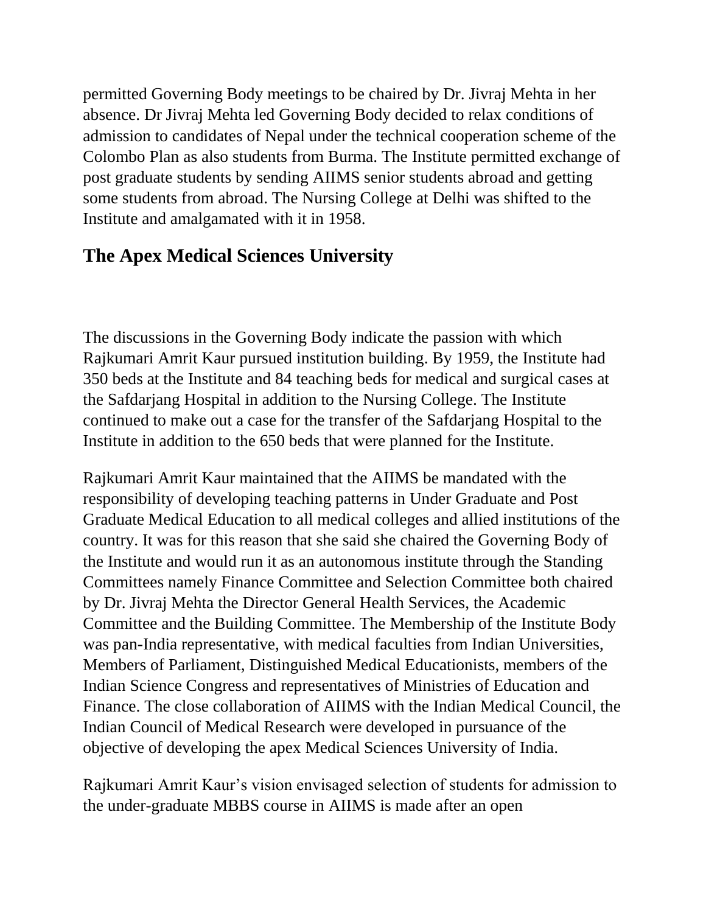permitted Governing Body meetings to be chaired by Dr. Jivraj Mehta in her absence. Dr Jivraj Mehta led Governing Body decided to relax conditions of admission to candidates of Nepal under the technical cooperation scheme of the Colombo Plan as also students from Burma. The Institute permitted exchange of post graduate students by sending AIIMS senior students abroad and getting some students from abroad. The Nursing College at Delhi was shifted to the Institute and amalgamated with it in 1958.

## The Apex Medical Sciences University

The discussions in the Governing Body indicate the passion with which Rajkumari Amrit Kaur pursued institution building. By 1959, the Institute had 350 beds at the Institute and 84 teaching beds for medical and surgical cases at the Safdarjang Hospital in addition to the Nursing College. The Institute continued to make out a case for the transfer of the Safdarjang Hospital to the Institute in addition to the 650 beds that were planned for the Institute.

Rajkumari Amrit Kaur maintained that the AIIMS be mandated with the responsibility of developing teaching patterns in Under Graduate and Post Graduate Medical Education to all medical colleges and allied institutions of the country. It was for this reason that she said she chaired the Governing Body of the Institute and would run it as an autonomous institute through the Standing Committees namely Finance Committee and Selection Committee both chaired by Dr. Jivraj Mehta the Director General Health Services, the Academic Committee and the Building Committee. The Membership of the Institute Body was pan-India representative, with medical faculties from Indian Universities, Members of Parliament, Distinguished Medical Educationists, members of the Indian Science Congress and representatives of Ministries of Education and Finance. The close collaboration of AIIMS with the Indian Medical Council, the Indian Council of Medical Research were developed in pursuance of the objective of developing the apex Medical Sciences University of India.

Rajkumari Amrit Kaur's vision envisaged selection of students for admission to the under-graduate MBBS course in AIIMS is made after an open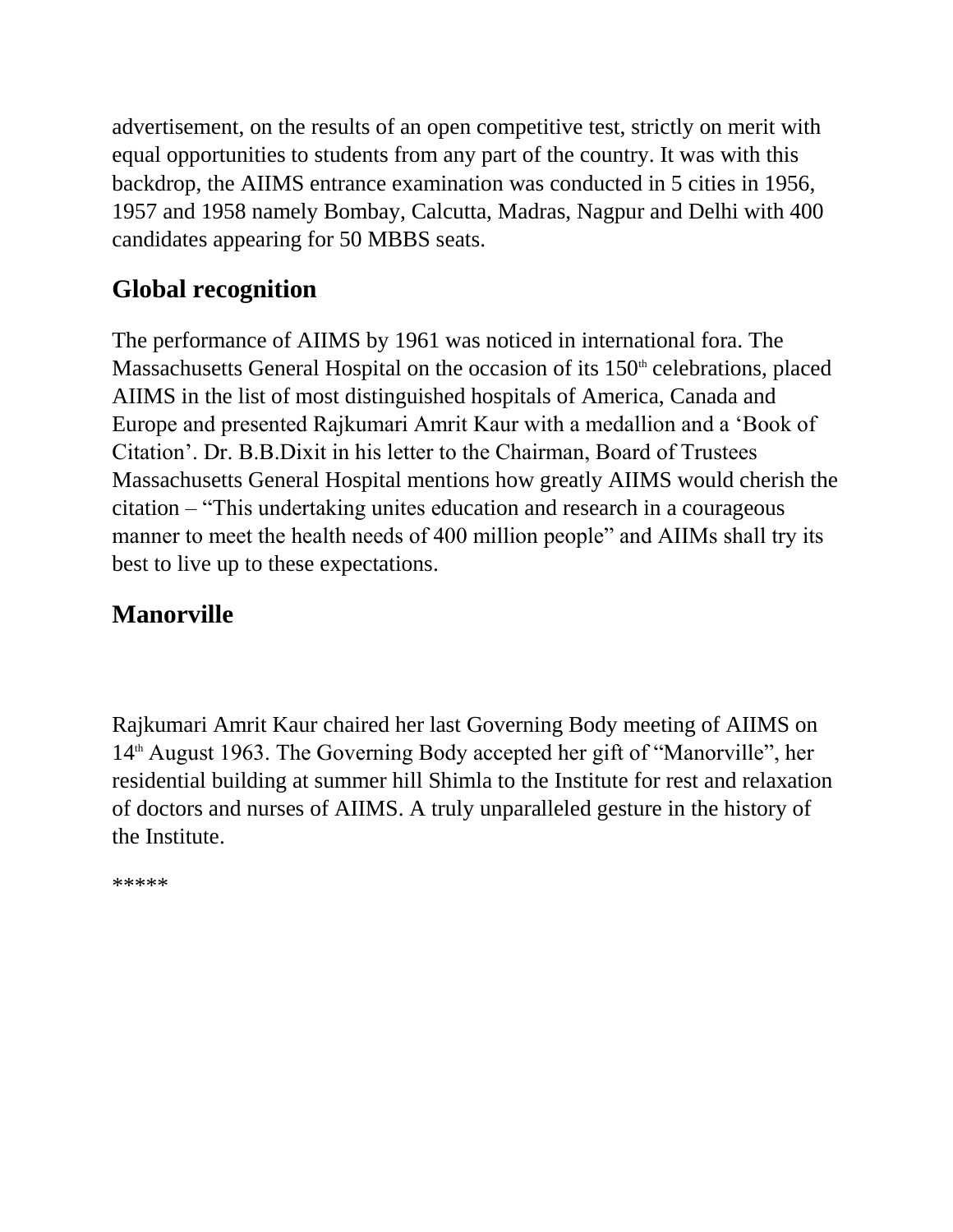advertisement, on the results of an open competitive test, strictly on merit with equal opportunities to students from any part of the country. It was with this backdrop, the AIIMS entrance examination was conducted in 5 cities in 1956, 1957 and 1958 namely Bombay, Calcutta, Madras, Nagpur and Delhi with 400 candidates appearing for 50 MBBS seats.

## Global recognition

The performance of AIIMS by 1961 was noticed in international fora. The Massachusetts General Hospital on the occasion of its 150th celebrations, placed AIIMS in the list of most distinguished hospitals of America, Canada and Europe and presented Rajkumari Amrit Kaur with a medallion and a 'Book of Citation'. Dr. B.B.Dixit in his letter to the Chairman, Board of Trustees Massachusetts General Hospital mentions how greatly AIIMS would cherish the citation – "This undertaking unites education and research in a courageous manner to meet the health needs of 400 million people" and AIIMs shall try its best to live up to these expectations.

## Manorville

Rajkumari Amrit Kaur chaired her last Governing Body meeting of AIIMS on 14th August 1963. The Governing Body accepted her gift of "Manorville", her residential building at summer hill Shimla to the Institute for rest and relaxation of doctors and nurses of AIIMS. A truly unparalleled gesture in the history of the Institute.

*****